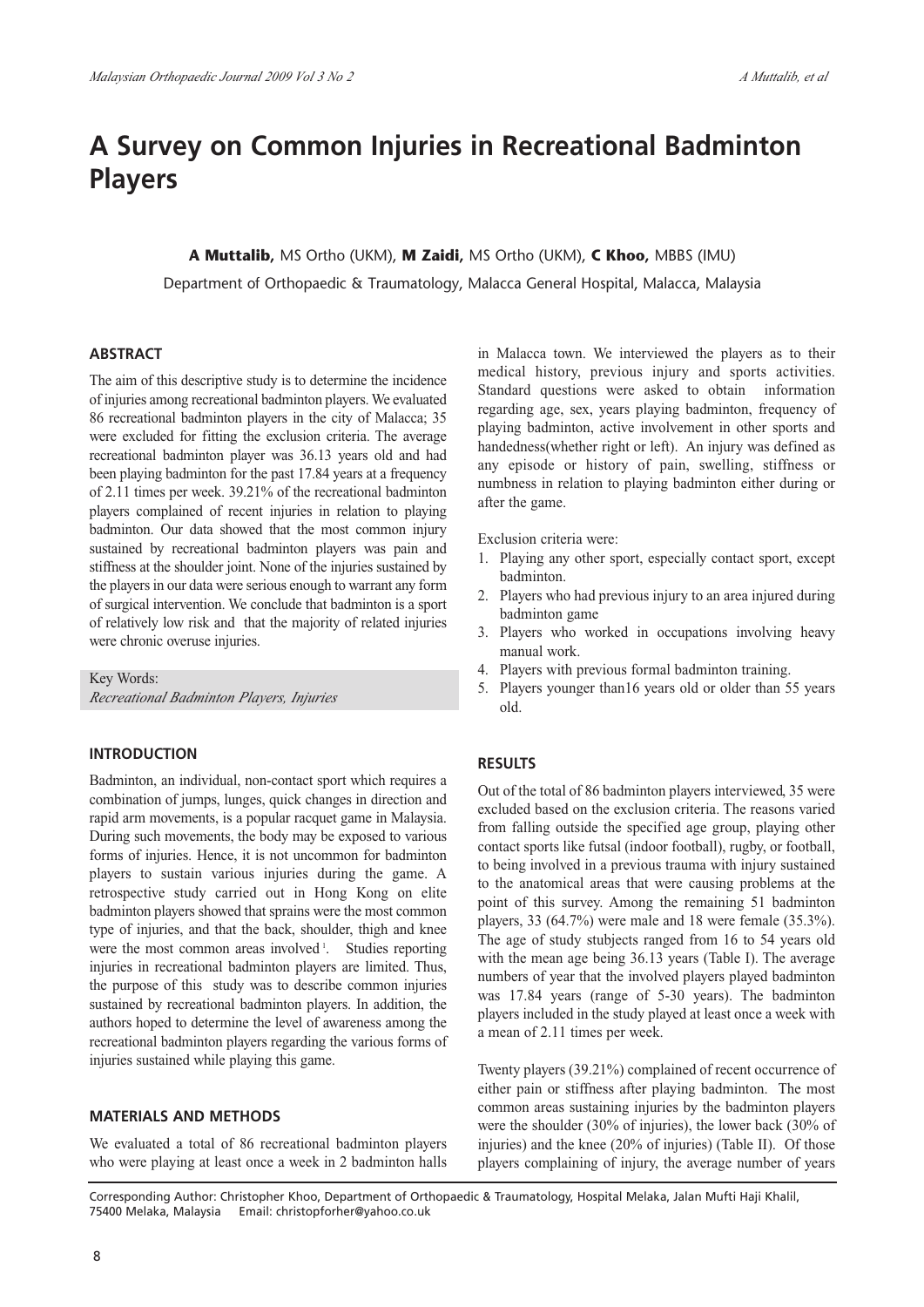# A Survey on Common Injuries in Recreational Badminton Players

**A Muttalib,** MS Ortho (UKM), **M Zaidi,** MS Ortho (UKM), **C Khoo,** MBBS (IMU)

Department of Orthopaedic & Traumatology, Malacca General Hospital, Malacca, Malaysia

## ABSTRACT

The aim of this descriptive study is to determine the incidence of injuries among recreational badminton players. We evaluated 86 recreational badminton players in the city of Malacca; 35 were excluded for fitting the exclusion criteria. The average recreational badminton player was 36.13 years old and had been playing badminton for the past 17.84 years at a frequency of 2.11 times per week. 39.21% of the recreational badminton players complained of recent injuries in relation to playing badminton. Our data showed that the most common injury sustained by recreational badminton players was pain and stiffness at the shoulder joint. None of the injuries sustained by the players in our data were serious enough to warrant any form of surgical intervention. We conclude that badminton is a sport of relatively low risk and that the majority of related injuries were chronic overuse injuries.

Key Words:
*Recreational Badminton Players, Injuries*

## INTRODUCTION

Badminton, an individual, non-contact sport which requires a combination of jumps, lunges, quick changes in direction and rapid arm movements, is a popular racquet game in Malaysia. During such movements, the body may be exposed to various forms of injuries. Hence, it is not uncommon for badminton players to sustain various injuries during the game. A retrospective study carried out in Hong Kong on elite badminton players showed that sprains were the most common type of injuries, and that the back, shoulder, thigh and knee were the most common areas involved [1]. Studies reporting injuries in recreational badminton players are limited. Thus, the purpose of this study was to describe common injuries sustained by recreational badminton players. In addition, the authors hoped to determine the level of awareness among the recreational badminton players regarding the various forms of injuries sustained while playing this game.

## MATERIALS AND METHODS

We evaluated a total of 86 recreational badminton players who were playing at least once a week in 2 badminton halls in Malacca town. We interviewed the players as to their medical history, previous injury and sports activities. Standard questions were asked to obtain information regarding age, sex, years playing badminton, frequency of playing badminton, active involvement in other sports and handedness(whether right or left). An injury was defined as any episode or history of pain, swelling, stiffness or numbness in relation to playing badminton either during or after the game.

Exclusion criteria were:

1. Playing any other sport, especially contact sport, except badminton.
2. Players who had previous injury to an area injured during badminton game
3. Players who worked in occupations involving heavy manual work.
4. Players with previous formal badminton training.
5. Players younger than16 years old or older than 55 years old.

## RESULTS

Out of the total of 86 badminton players interviewed, 35 were excluded based on the exclusion criteria. The reasons varied from falling outside the specified age group, playing other contact sports like futsal (indoor football), rugby, or football, to being involved in a previous trauma with injury sustained to the anatomical areas that were causing problems at the point of this survey. Among the remaining 51 badminton players, 33 (64.7%) were male and 18 were female (35.3%). The age of study stubjects ranged from 16 to 54 years old with the mean age being 36.13 years (Table I). The average numbers of year that the involved players played badminton was 17.84 years (range of 5-30 years). The badminton players included in the study played at least once a week with a mean of 2.11 times per week.

Twenty players (39.21%) complained of recent occurrence of either pain or stiffness after playing badminton. The most common areas sustaining injuries by the badminton players were the shoulder (30% of injuries), the lower back (30% of injuries) and the knee (20% of injuries) (Table II). Of those players complaining of injury, the average number of years

Corresponding Author: Christopher Khoo, Department of Orthopaedic & Traumatology, Hospital Melaka, Jalan Mufti Haji Khalil, 75400 Melaka, Malaysia Email: christopforher@yahoo.co.uk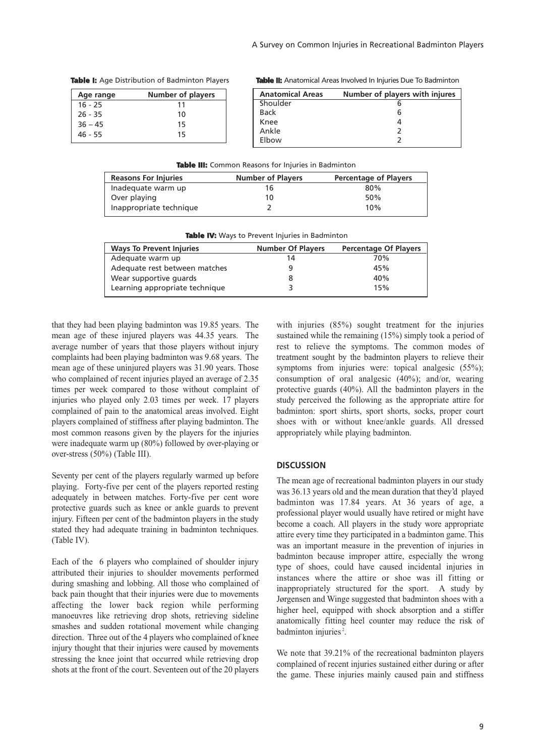**Table I:** Age Distribution of Badminton Players

| Age range | Number of players |
|---|---|
| 16 - 25 | 11 |
| 26 - 35 | 10 |
| 36 – 45 | 15 |
| 46 - 55 | 15 |

**Table II:** Anatomical Areas Involved In Injuries Due To Badminton

| Anatomical Areas | Number of players with injures |
|---|---|
| Shoulder | 6 |
| Back | 6 |
| Knee | 4 |
| Ankle | 2 |
| Elbow | 2 |

**Table III:** Common Reasons for Injuries in Badminton

| Reasons For Injuries | Number of Players | Percentage of Players |
|---|---|---|
| Inadequate warm up | 16 | 80% |
| Over playing | 10 | 50% |
| Inappropriate technique | 2 | 10% |

**Table IV:** Ways to Prevent Injuries in Badminton

| Ways To Prevent Injuries | Number Of Players | Percentage Of Players |
|---|---|---|
| Adequate warm up | 14 | 70% |
| Adequate rest between matches | 9 | 45% |
| Wear supportive guards | 8 | 40% |
| Learning appropriate technique | 3 | 15% |

that they had been playing badminton was 19.85 years. The mean age of these injured players was 44.35 years. The average number of years that those players without injury complaints had been playing badminton was 9.68 years. The mean age of these uninjured players was 31.90 years. Those who complained of recent injuries played an average of 2.35 times per week compared to those without complaint of injuries who played only 2.03 times per week. 17 players complained of pain to the anatomical areas involved. Eight players complained of stiffness after playing badminton. The most common reasons given by the players for the injuries were inadequate warm up (80%) followed by over-playing or over-stress (50%) (Table III).

Seventy per cent of the players regularly warmed up before playing. Forty-five per cent of the players reported resting adequately in between matches. Forty-five per cent wore protective guards such as knee or ankle guards to prevent injury. Fifteen per cent of the badminton players in the study stated they had adequate training in badminton techniques. (Table IV).

Each of the 6 players who complained of shoulder injury attributed their injuries to shoulder movements performed during smashing and lobbing. All those who complained of back pain thought that their injuries were due to movements affecting the lower back region while performing manoeuvres like retrieving drop shots, retrieving sideline smashes and sudden rotational movement while changing direction. Three out of the 4 players who complained of knee injury thought that their injuries were caused by movements stressing the knee joint that occurred while retrieving drop shots at the front of the court. Seventeen out of the 20 players with injuries (85%) sought treatment for the injuries sustained while the remaining (15%) simply took a period of rest to relieve the symptoms. The common modes of treatment sought by the badminton players to relieve their symptoms from injuries were: topical analgesic (55%); consumption of oral analgesic (40%); and/or, wearing protective guards (40%). All the badminton players in the study perceived the following as the appropriate attire for badminton: sport shirts, sport shorts, socks, proper court shoes with or without knee/ankle guards. All dressed appropriately while playing badminton.

## DISCUSSION

The mean age of recreational badminton players in our study was 36.13 years old and the mean duration that they'd played badminton was 17.84 years. At 36 years of age, a professional player would usually have retired or might have become a coach. All players in the study wore appropriate attire every time they participated in a badminton game. This was an important measure in the prevention of injuries in badminton because improper attire, especially the wrong type of shoes, could have caused incidental injuries in instances where the attire or shoe was ill fitting or inappropriately structured for the sport. A study by Jørgensen and Winge suggested that badminton shoes with a higher heel, equipped with shock absorption and a stiffer anatomically fitting heel counter may reduce the risk of badminton injuries[2].

We note that 39.21% of the recreational badminton players complained of recent injuries sustained either during or after the game. These injuries mainly caused pain and stiffness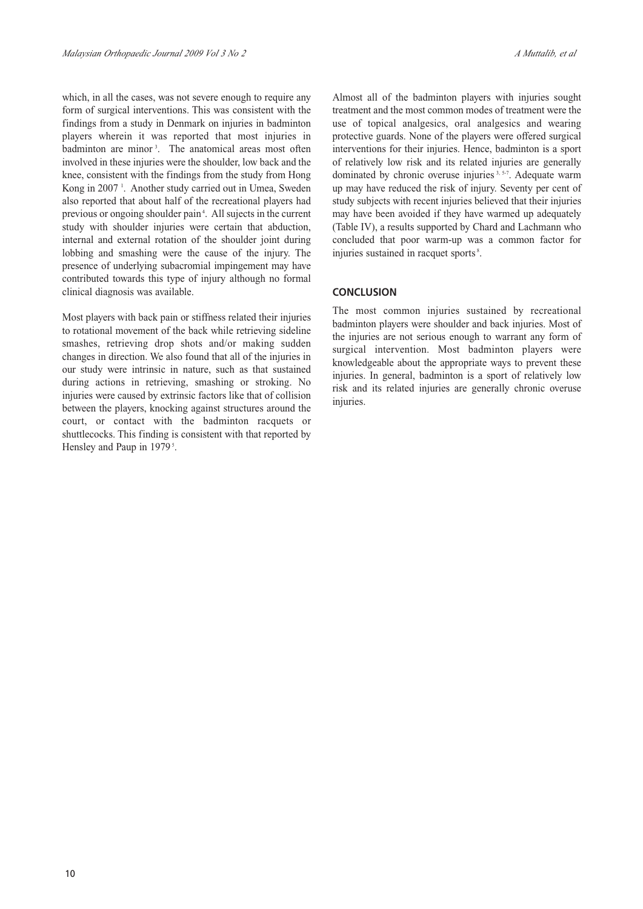which, in all the cases, was not severe enough to require any form of surgical interventions. This was consistent with the findings from a study in Denmark on injuries in badminton players wherein it was reported that most injuries in badminton are minor [3]. The anatomical areas most often involved in these injuries were the shoulder, low back and the knee, consistent with the findings from the study from Hong Kong in 2007 [1]. Another study carried out in Umea, Sweden also reported that about half of the recreational players had previous or ongoing shoulder pain [4]. All sujects in the current study with shoulder injuries were certain that abduction, internal and external rotation of the shoulder joint during lobbing and smashing were the cause of the injury. The presence of underlying subacromial impingement may have contributed towards this type of injury although no formal clinical diagnosis was available.

Most players with back pain or stiffness related their injuries to rotational movement of the back while retrieving sideline smashes, retrieving drop shots and/or making sudden changes in direction. We also found that all of the injuries in our study were intrinsic in nature, such as that sustained during actions in retrieving, smashing or stroking. No injuries were caused by extrinsic factors like that of collision between the players, knocking against structures around the court, or contact with the badminton racquets or shuttlecocks. This finding is consistent with that reported by Hensley and Paup in 1979 [5].

Almost all of the badminton players with injuries sought treatment and the most common modes of treatment were the use of topical analgesics, oral analgesics and wearing protective guards. None of the players were offered surgical interventions for their injuries. Hence, badminton is a sport of relatively low risk and its related injuries are generally dominated by chronic overuse injuries [3, 5-7]. Adequate warm up may have reduced the risk of injury. Seventy per cent of study subjects with recent injuries believed that their injuries may have been avoided if they have warmed up adequately (Table IV), a results supported by Chard and Lachmann who concluded that poor warm-up was a common factor for injuries sustained in racquet sports [8].

## CONCLUSION

The most common injuries sustained by recreational badminton players were shoulder and back injuries. Most of the injuries are not serious enough to warrant any form of surgical intervention. Most badminton players were knowledgeable about the appropriate ways to prevent these injuries. In general, badminton is a sport of relatively low risk and its related injuries are generally chronic overuse injuries.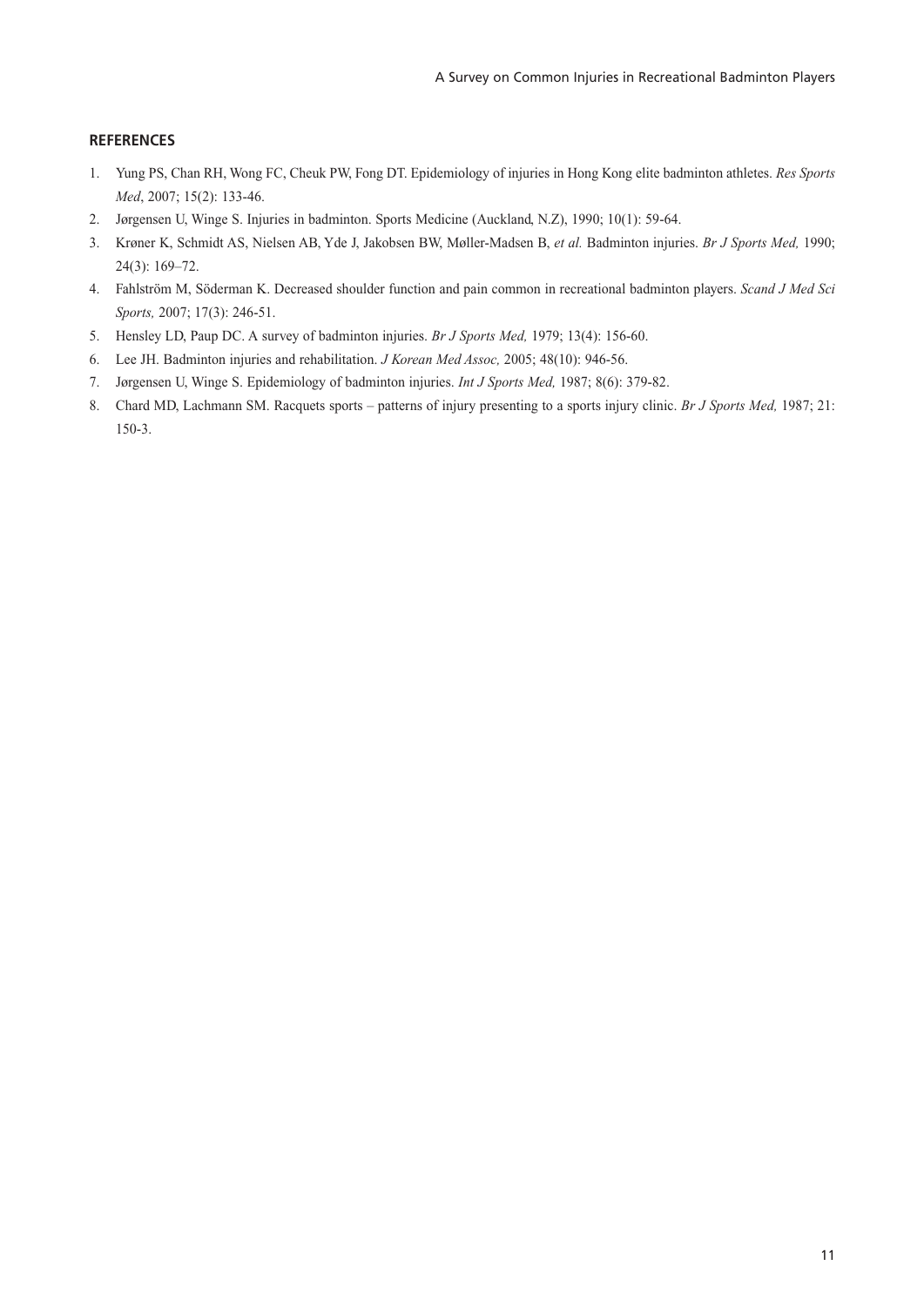## REFERENCES

1. Yung PS, Chan RH, Wong FC, Cheuk PW, Fong DT. Epidemiology of injuries in Hong Kong elite badminton athletes. *Res Sports Med*, 2007; 15(2): 133-46.
2. Jørgensen U, Winge S. Injuries in badminton. Sports Medicine (Auckland, N.Z), 1990; 10(1): 59-64.
3. Krøner K, Schmidt AS, Nielsen AB, Yde J, Jakobsen BW, Møller-Madsen B, *et al.* Badminton injuries. *Br J Sports Med,* 1990; 24(3): 169–72.
4. Fahlström M, Söderman K. Decreased shoulder function and pain common in recreational badminton players. *Scand J Med Sci Sports,* 2007; 17(3): 246-51.
5. Hensley LD, Paup DC. A survey of badminton injuries. *Br J Sports Med,* 1979; 13(4): 156-60.
6. Lee JH. Badminton injuries and rehabilitation. *J Korean Med Assoc,* 2005; 48(10): 946-56.
7. Jørgensen U, Winge S. Epidemiology of badminton injuries. *Int J Sports Med,* 1987; 8(6): 379-82.
8. Chard MD, Lachmann SM. Racquets sports – patterns of injury presenting to a sports injury clinic. *Br J Sports Med,* 1987; 21: 150-3.